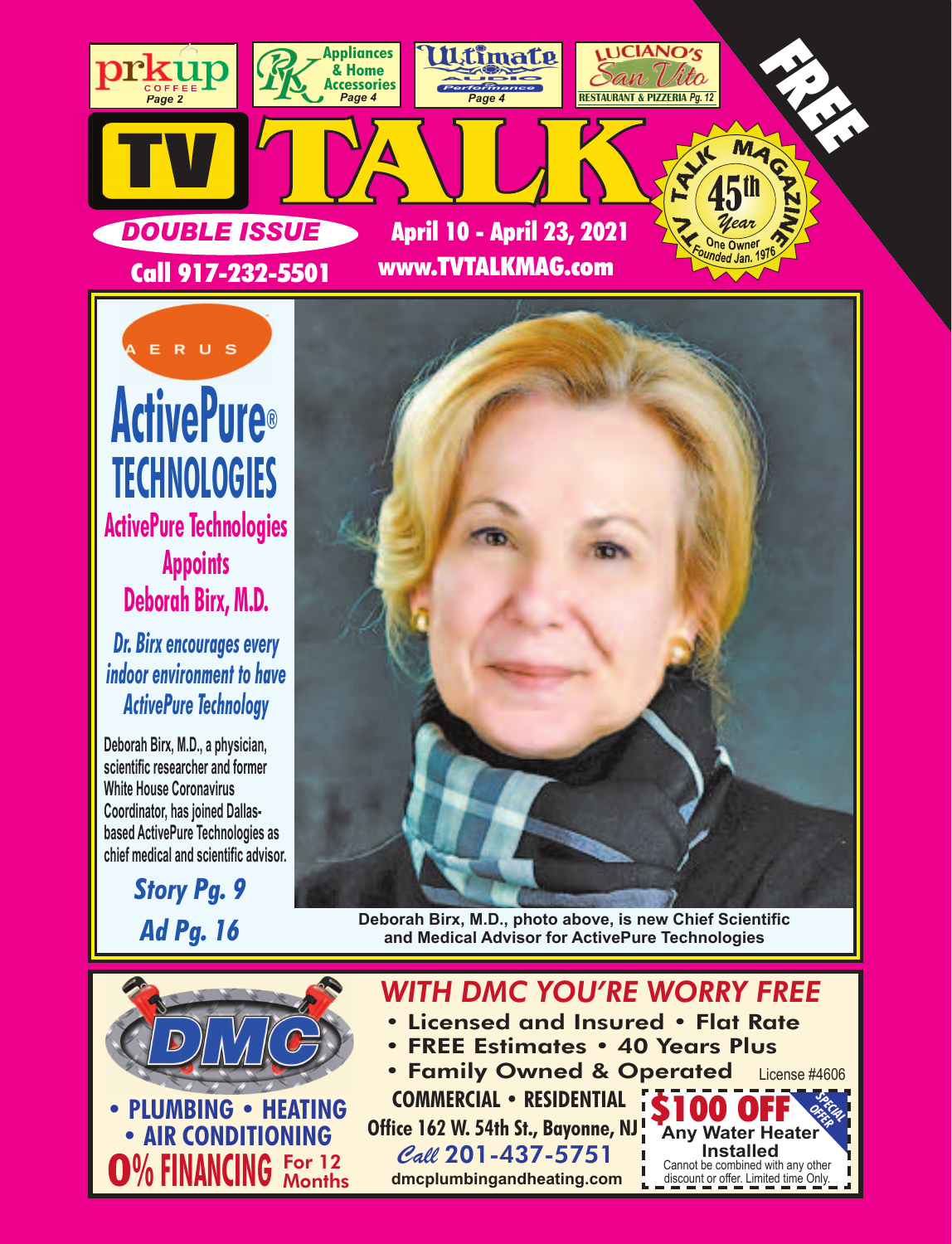FREE

prkup COFFEE *Page 2* | Appliances & Home Accessories *Page 4* | Ultimate Audio Performance *Page 4* | LUCIANO'S San Vito RESTAURANT & PIZZERIA Pg. 12

# TV TALK

TV TALK MAGAZINE 45th Year One Owner Founded Jan. 1976

*DOUBLE ISSUE*

**April 10 - April 23, 2021**

**Call 917-232-5501**

**www.TVTALKMAG.com**

AERUS

# ActivePure® TECHNOLOGIES

## ActivePure Technologies Appoints Deborah Birx, M.D.

***Dr. Birx encourages every indoor environment to have ActivePure Technology***

**Deborah Birx, M.D., a physician, scientific researcher and former White House Coronavirus Coordinator, has joined Dallas-based ActivePure Technologies as chief medical and scientific advisor.**

***Story Pg. 9***

***Ad Pg. 16***

**Deborah Birx, M.D., photo above, is new Chief Scientific and Medical Advisor for ActivePure Technologies**

DMC

**• PLUMBING • HEATING**
**• AIR CONDITIONING**
**0% FINANCING For 12 Months**

## *WITH DMC YOU'RE WORRY FREE*

- **Licensed and Insured • Flat Rate**
- **FREE Estimates • 40 Years Plus**
- **Family Owned & Operated** License #4606

**COMMERCIAL • RESIDENTIAL**

**Office 162 W. 54th St., Bayonne, NJ**

*Call* **201-437-5751**

**dmcplumbingandheating.com**

**$100 OFF** SPECIAL OFFER **Any Water Heater Installed** Cannot be combined with any other discount or offer. Limited time Only.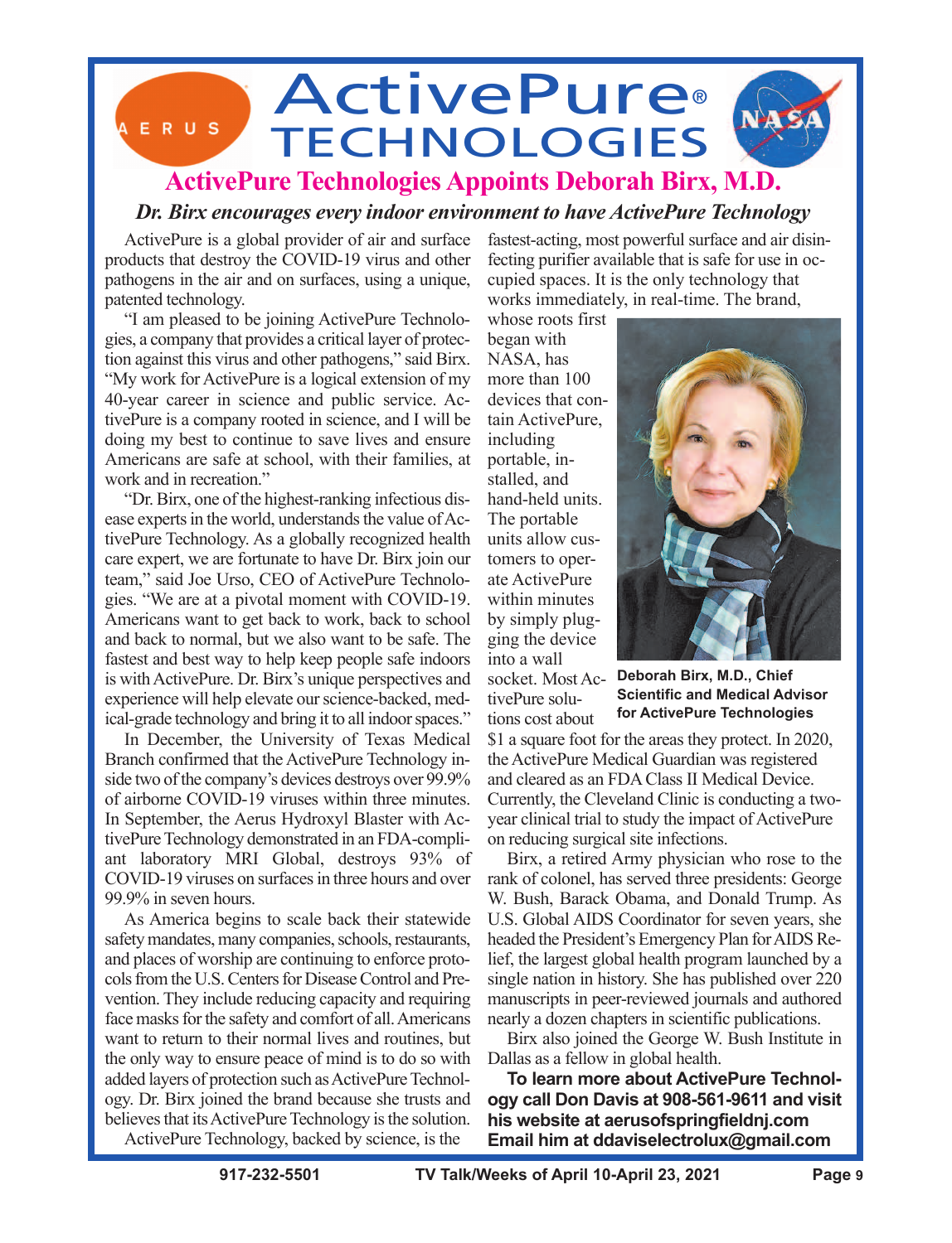AERUS

# ActivePure® TECHNOLOGIES

NASA

## ActivePure Technologies Appoints Deborah Birx, M.D.

***Dr. Birx encourages every indoor environment to have ActivePure Technology***

ActivePure is a global provider of air and surface products that destroy the COVID-19 virus and other pathogens in the air and on surfaces, using a unique, patented technology.

"I am pleased to be joining ActivePure Technologies, a company that provides a critical layer of protection against this virus and other pathogens," said Birx. "My work for ActivePure is a logical extension of my 40-year career in science and public service. ActivePure is a company rooted in science, and I will be doing my best to continue to save lives and ensure Americans are safe at school, with their families, at work and in recreation."

"Dr. Birx, one of the highest-ranking infectious disease experts in the world, understands the value of ActivePure Technology. As a globally recognized health care expert, we are fortunate to have Dr. Birx join our team," said Joe Urso, CEO of ActivePure Technologies. "We are at a pivotal moment with COVID-19. Americans want to get back to work, back to school and back to normal, but we also want to be safe. The fastest and best way to help keep people safe indoors is with ActivePure. Dr. Birx's unique perspectives and experience will help elevate our science-backed, medical-grade technology and bring it to all indoor spaces."

In December, the University of Texas Medical Branch confirmed that the ActivePure Technology inside two of the company's devices destroys over 99.9% of airborne COVID-19 viruses within three minutes. In September, the Aerus Hydroxyl Blaster with ActivePure Technology demonstrated in an FDA-compliant laboratory MRI Global, destroys 93% of COVID-19 viruses on surfaces in three hours and over 99.9% in seven hours.

As America begins to scale back their statewide safety mandates, many companies, schools, restaurants, and places of worship are continuing to enforce protocols from the U.S. Centers for Disease Control and Prevention. They include reducing capacity and requiring face masks for the safety and comfort of all. Americans want to return to their normal lives and routines, but the only way to ensure peace of mind is to do so with added layers of protection such as ActivePure Technology. Dr. Birx joined the brand because she trusts and believes that its ActivePure Technology is the solution.

ActivePure Technology, backed by science, is the fastest-acting, most powerful surface and air disinfecting purifier available that is safe for use in occupied spaces. It is the only technology that works immediately, in real-time. The brand, whose roots first began with NASA, has more than 100 devices that contain ActivePure, including portable, installed, and hand-held units. The portable units allow customers to operate ActivePure within minutes by simply plugging the device into a wall socket. Most ActivePure solutions cost about $1 a square foot for the areas they protect. In 2020, the ActivePure Medical Guardian was registered and cleared as an FDA Class II Medical Device. Currently, the Cleveland Clinic is conducting a two-year clinical trial to study the impact of ActivePure on reducing surgical site infections.

**Deborah Birx, M.D., Chief Scientific and Medical Advisor for ActivePure Technologies**

Birx, a retired Army physician who rose to the rank of colonel, has served three presidents: George W. Bush, Barack Obama, and Donald Trump. As U.S. Global AIDS Coordinator for seven years, she headed the President's Emergency Plan for AIDS Relief, the largest global health program launched by a single nation in history. She has published over 220 manuscripts in peer-reviewed journals and authored nearly a dozen chapters in scientific publications.

Birx also joined the George W. Bush Institute in Dallas as a fellow in global health.

**To learn more about ActivePure Technology call Don Davis at 908-561-9611 and visit his website at aerusofspringfieldnj.com Email him at ddaviselectrolux@gmail.com**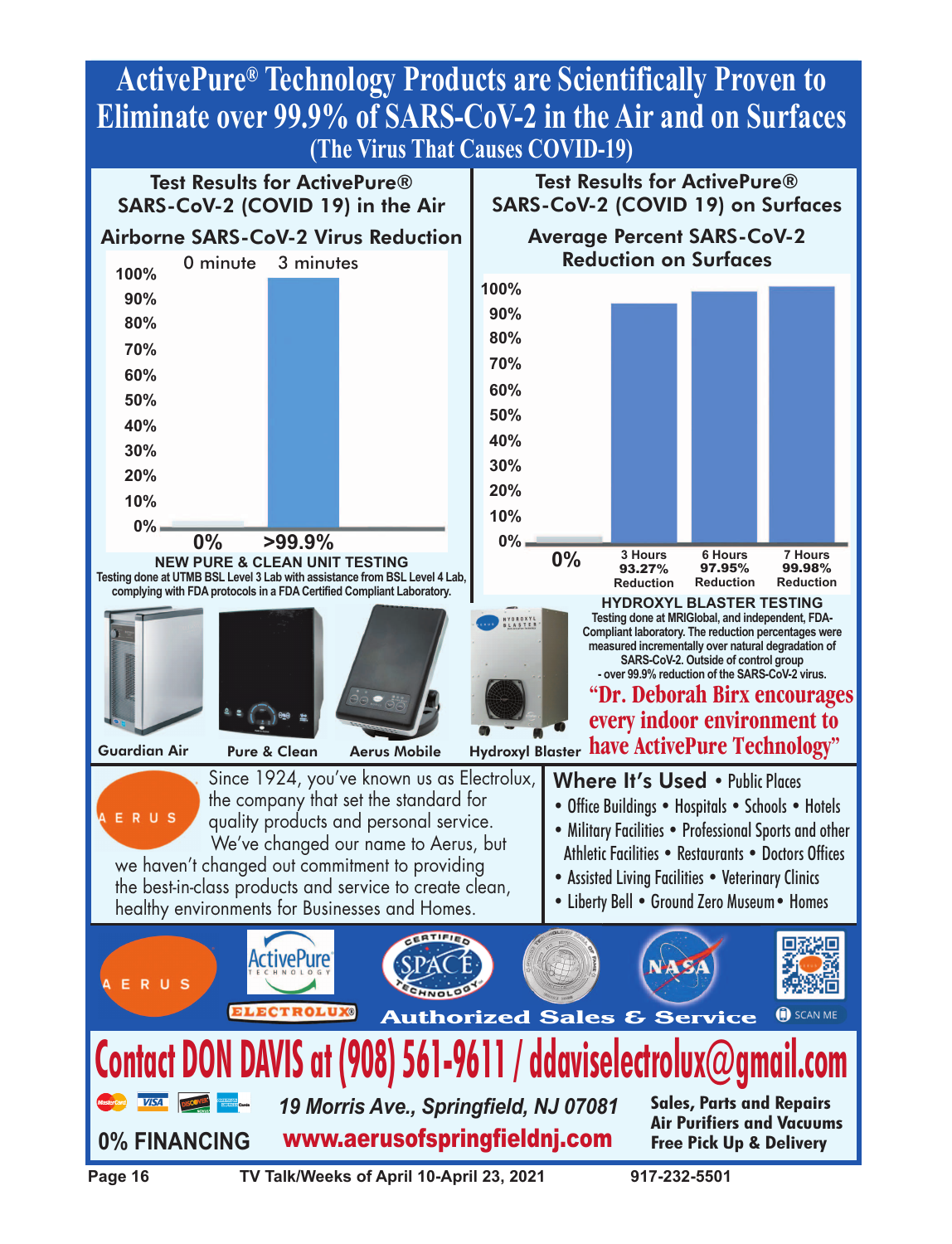# ActivePure® Technology Products are Scientifically Proven to Eliminate over 99.9% of SARS-CoV-2 in the Air and on Surfaces

## (The Virus That Causes COVID-19)

### Test Results for ActivePure® SARS-CoV-2 (COVID 19) in the Air

**Airborne SARS-CoV-2 Virus Reduction**

0 minute 3 minutes

100%
90%
80%
70%
60%
50%
40%
30%
20%
10%
0%

0% >99.9%

**NEW PURE & CLEAN UNIT TESTING**

Testing done at UTMB BSL Level 3 Lab with assistance from BSL Level 4 Lab, complying with FDA protocols in a FDA Certified Compliant Laboratory.

### Test Results for ActivePure® SARS-CoV-2 (COVID 19) on Surfaces

**Average Percent SARS-CoV-2 Reduction on Surfaces**

100%
90%
80%
70%
60%
50%
40%
30%
20%
10%
0%

0%

3 Hours 93.27% Reduction

6 Hours 97.95% Reduction

7 Hours 99.98% Reduction

**HYDROXYL BLASTER TESTING**

Testing done at MRIGlobal, and independent, FDA-Compliant laboratory. The reduction percentages were measured incrementally over natural degradation of SARS-CoV-2. Outside of control group - over 99.9% reduction of the SARS-CoV-2 virus.

Guardian Air

Pure & Clean

Aerus Mobile

Hydroxyl Blaster

**"Dr. Deborah Birx encourages every indoor environment to have ActivePure Technology"**

AERUS

Since 1924, you've known us as Electrolux, the company that set the standard for quality products and personal service. We've changed our name to Aerus, but we haven't changed out commitment to providing the best-in-class products and service to create clean, healthy environments for Businesses and Homes.

**Where It's Used**

- Public Places
- Office Buildings
- Hospitals
- Schools
- Hotels
- Military Facilities
- Professional Sports and other Athletic Facilities
- Restaurants
- Doctors Offices
- Assisted Living Facilities
- Veterinary Clinics
- Liberty Bell
- Ground Zero Museum
- Homes

AERUS ActivePure Technology ELECTROLUX Certified Space Technology NASA

**Authorized Sales & Service**

SCAN ME

# Contact DON DAVIS at (908) 561-9611 / ddaviselectrolux@gmail.com

19 Morris Ave., Springfield, NJ 07081

**www.aerusofspringfieldnj.com**

**0% FINANCING**

**Sales, Parts and Repairs**
**Air Purifiers and Vacuums**
**Free Pick Up & Delivery**